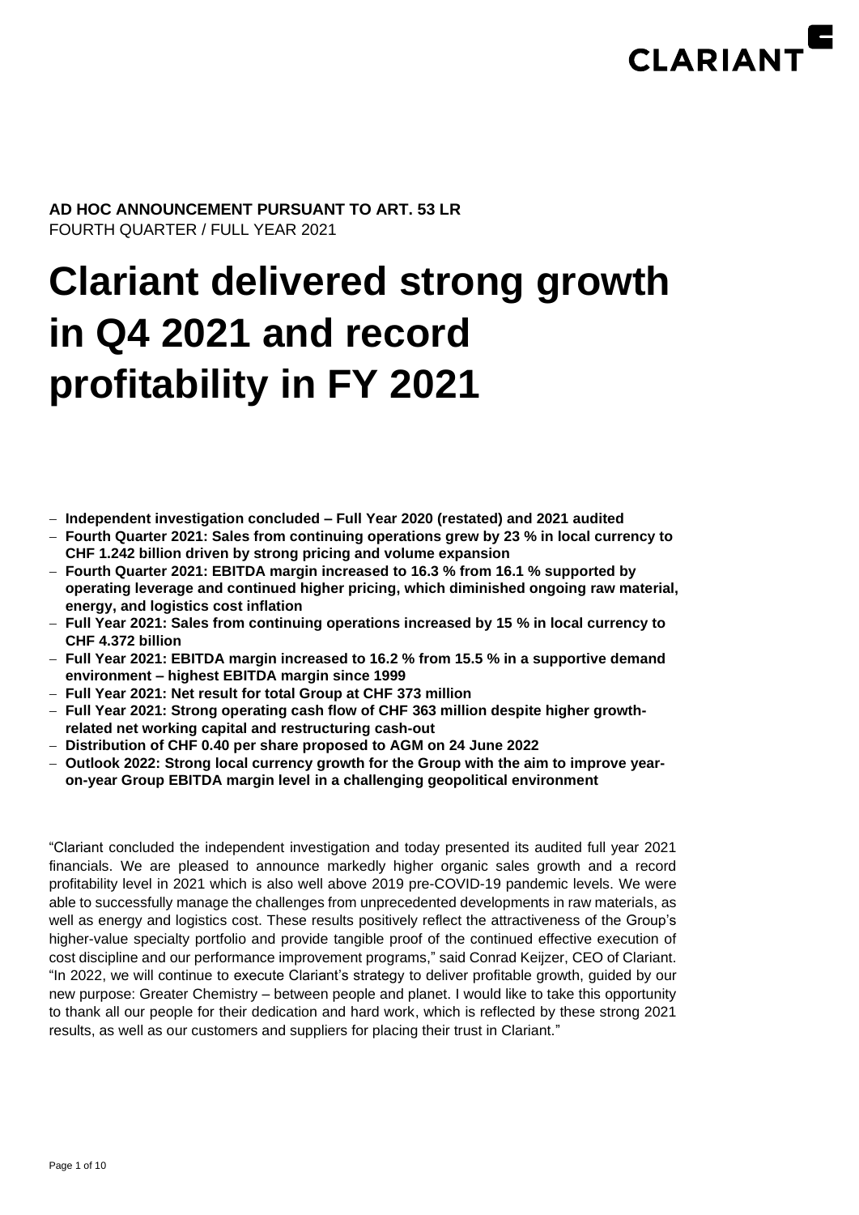**AD HOC ANNOUNCEMENT PURSUANT TO ART. 53 LR**
FOURTH QUARTER / FULL YEAR 2021

# Clariant delivered strong growth in Q4 2021 and record profitability in FY 2021

- **Independent investigation concluded – Full Year 2020 (restated) and 2021 audited**
- **Fourth Quarter 2021: Sales from continuing operations grew by 23 % in local currency to CHF 1.242 billion driven by strong pricing and volume expansion**
- **Fourth Quarter 2021: EBITDA margin increased to 16.3 % from 16.1 % supported by operating leverage and continued higher pricing, which diminished ongoing raw material, energy, and logistics cost inflation**
- **Full Year 2021: Sales from continuing operations increased by 15 % in local currency to CHF 4.372 billion**
- **Full Year 2021: EBITDA margin increased to 16.2 % from 15.5 % in a supportive demand environment – highest EBITDA margin since 1999**
- **Full Year 2021: Net result for total Group at CHF 373 million**
- **Full Year 2021: Strong operating cash flow of CHF 363 million despite higher growth-related net working capital and restructuring cash-out**
- **Distribution of CHF 0.40 per share proposed to AGM on 24 June 2022**
- **Outlook 2022: Strong local currency growth for the Group with the aim to improve year-on-year Group EBITDA margin level in a challenging geopolitical environment**

"Clariant concluded the independent investigation and today presented its audited full year 2021 financials. We are pleased to announce markedly higher organic sales growth and a record profitability level in 2021 which is also well above 2019 pre-COVID-19 pandemic levels. We were able to successfully manage the challenges from unprecedented developments in raw materials, as well as energy and logistics cost. These results positively reflect the attractiveness of the Group's higher-value specialty portfolio and provide tangible proof of the continued effective execution of cost discipline and our performance improvement programs," said Conrad Keijzer, CEO of Clariant. "In 2022, we will continue to execute Clariant's strategy to deliver profitable growth, guided by our new purpose: Greater Chemistry – between people and planet. I would like to take this opportunity to thank all our people for their dedication and hard work, which is reflected by these strong 2021 results, as well as our customers and suppliers for placing their trust in Clariant."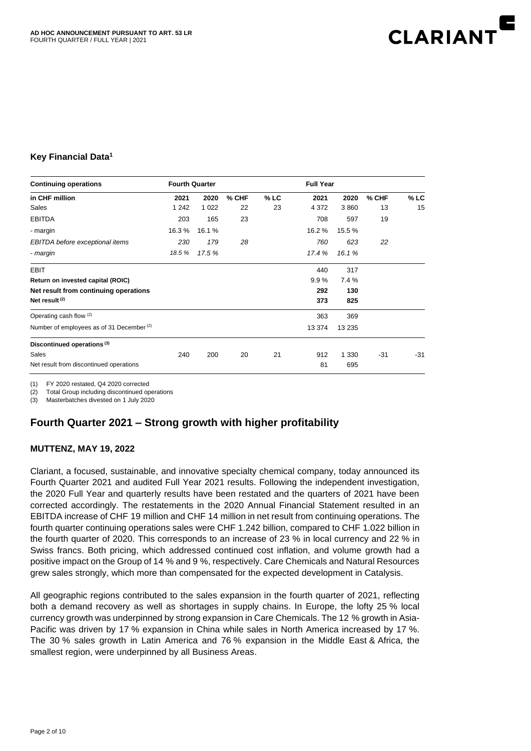AD HOC ANNOUNCEMENT PURSUANT TO ART. 53 LR
FOURTH QUARTER / FULL YEAR | 2021

CLARIANT

### Key Financial Data[1]

| Continuing operations | Fourth Quarter | | | | Full Year | | | |
|---|---|---|---|---|---|---|---|---|
| **in CHF million** | **2021** | **2020** | **% CHF** | **% LC** | **2021** | **2020** | **% CHF** | **% LC** |
| Sales | 1 242 | 1 022 | 22 | 23 | 4 372 | 3 860 | 13 | 15 |
| EBITDA | 203 | 165 | 23 | | 708 | 597 | 19 | |
| - margin | 16.3 % | 16.1 % | | | 16.2 % | 15.5 % | | |
| *EBITDA before exceptional items* | *230* | *179* | *28* | | *760* | *623* | *22* | |
| *- margin* | *18.5 %* | *17.5 %* | | | *17.4 %* | *16.1 %* | | |
| EBIT | | | | | 440 | 317 | | |
| **Return on invested capital (ROIC)** | | | | | 9.9 % | 7.4 % | | |
| **Net result from continuing operations** | | | | | **292** | **130** | | |
| **Net result [2]** | | | | | **373** | **825** | | |
| Operating cash flow [2] | | | | | 363 | 369 | | |
| Number of employees as of 31 December [2] | | | | | 13 374 | 13 235 | | |
| **Discontinued operations [3]** | | | | | | | | |
| Sales | 240 | 200 | 20 | 21 | 912 | 1 330 | -31 | -31 |
| Net result from discontinued operations | | | | | 81 | 695 | | |

(1) FY 2020 restated, Q4 2020 corrected
(2) Total Group including discontinued operations
(3) Masterbatches divested on 1 July 2020

## Fourth Quarter 2021 – Strong growth with higher profitability

**MUTTENZ, MAY 19, 2022**

Clariant, a focused, sustainable, and innovative specialty chemical company, today announced its Fourth Quarter 2021 and audited Full Year 2021 results. Following the independent investigation, the 2020 Full Year and quarterly results have been restated and the quarters of 2021 have been corrected accordingly. The restatements in the 2020 Annual Financial Statement resulted in an EBITDA increase of CHF 19 million and CHF 14 million in net result from continuing operations. The fourth quarter continuing operations sales were CHF 1.242 billion, compared to CHF 1.022 billion in the fourth quarter of 2020. This corresponds to an increase of 23 % in local currency and 22 % in Swiss francs. Both pricing, which addressed continued cost inflation, and volume growth had a positive impact on the Group of 14 % and 9 %, respectively. Care Chemicals and Natural Resources grew sales strongly, which more than compensated for the expected development in Catalysis.

All geographic regions contributed to the sales expansion in the fourth quarter of 2021, reflecting both a demand recovery as well as shortages in supply chains. In Europe, the lofty 25 % local currency growth was underpinned by strong expansion in Care Chemicals. The 12 % growth in Asia-Pacific was driven by 17 % expansion in China while sales in North America increased by 17 %. The 30 % sales growth in Latin America and 76 % expansion in the Middle East & Africa, the smallest region, were underpinned by all Business Areas.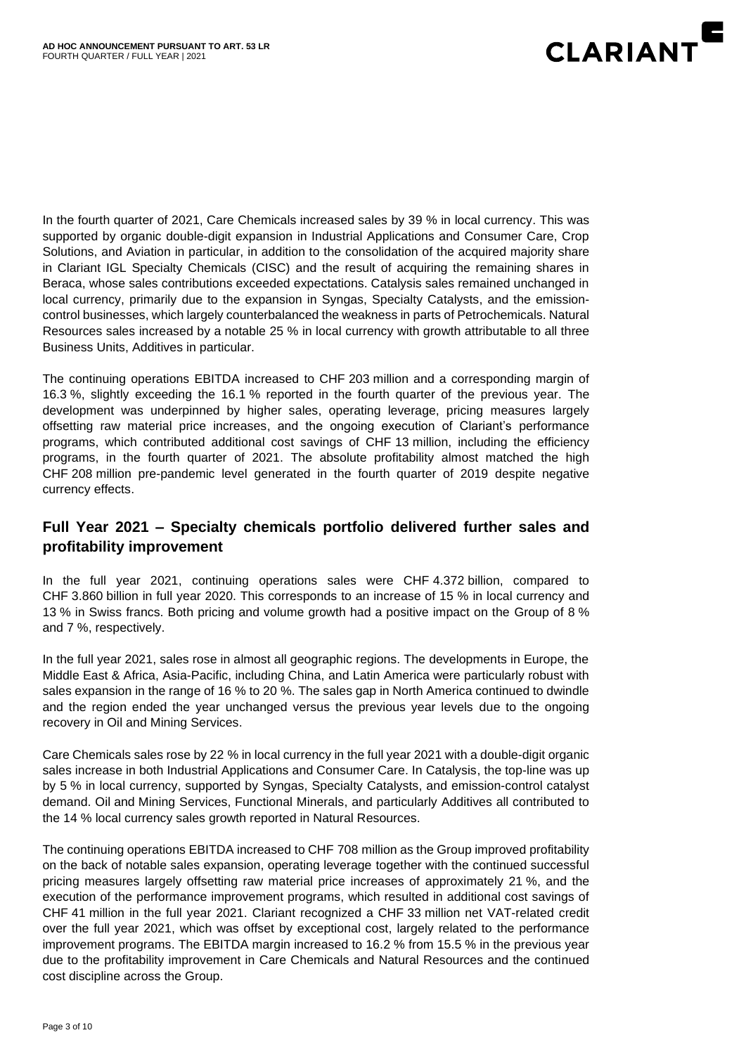In the fourth quarter of 2021, Care Chemicals increased sales by 39 % in local currency. This was supported by organic double-digit expansion in Industrial Applications and Consumer Care, Crop Solutions, and Aviation in particular, in addition to the consolidation of the acquired majority share in Clariant IGL Specialty Chemicals (CISC) and the result of acquiring the remaining shares in Beraca, whose sales contributions exceeded expectations. Catalysis sales remained unchanged in local currency, primarily due to the expansion in Syngas, Specialty Catalysts, and the emission-control businesses, which largely counterbalanced the weakness in parts of Petrochemicals. Natural Resources sales increased by a notable 25 % in local currency with growth attributable to all three Business Units, Additives in particular.

The continuing operations EBITDA increased to CHF 203 million and a corresponding margin of 16.3 %, slightly exceeding the 16.1 % reported in the fourth quarter of the previous year. The development was underpinned by higher sales, operating leverage, pricing measures largely offsetting raw material price increases, and the ongoing execution of Clariant's performance programs, which contributed additional cost savings of CHF 13 million, including the efficiency programs, in the fourth quarter of 2021. The absolute profitability almost matched the high CHF 208 million pre-pandemic level generated in the fourth quarter of 2019 despite negative currency effects.

## Full Year 2021 – Specialty chemicals portfolio delivered further sales and profitability improvement

In the full year 2021, continuing operations sales were CHF 4.372 billion, compared to CHF 3.860 billion in full year 2020. This corresponds to an increase of 15 % in local currency and 13 % in Swiss francs. Both pricing and volume growth had a positive impact on the Group of 8 % and 7 %, respectively.

In the full year 2021, sales rose in almost all geographic regions. The developments in Europe, the Middle East & Africa, Asia-Pacific, including China, and Latin America were particularly robust with sales expansion in the range of 16 % to 20 %. The sales gap in North America continued to dwindle and the region ended the year unchanged versus the previous year levels due to the ongoing recovery in Oil and Mining Services.

Care Chemicals sales rose by 22 % in local currency in the full year 2021 with a double-digit organic sales increase in both Industrial Applications and Consumer Care. In Catalysis, the top-line was up by 5 % in local currency, supported by Syngas, Specialty Catalysts, and emission-control catalyst demand. Oil and Mining Services, Functional Minerals, and particularly Additives all contributed to the 14 % local currency sales growth reported in Natural Resources.

The continuing operations EBITDA increased to CHF 708 million as the Group improved profitability on the back of notable sales expansion, operating leverage together with the continued successful pricing measures largely offsetting raw material price increases of approximately 21 %, and the execution of the performance improvement programs, which resulted in additional cost savings of CHF 41 million in the full year 2021. Clariant recognized a CHF 33 million net VAT-related credit over the full year 2021, which was offset by exceptional cost, largely related to the performance improvement programs. The EBITDA margin increased to 16.2 % from 15.5 % in the previous year due to the profitability improvement in Care Chemicals and Natural Resources and the continued cost discipline across the Group.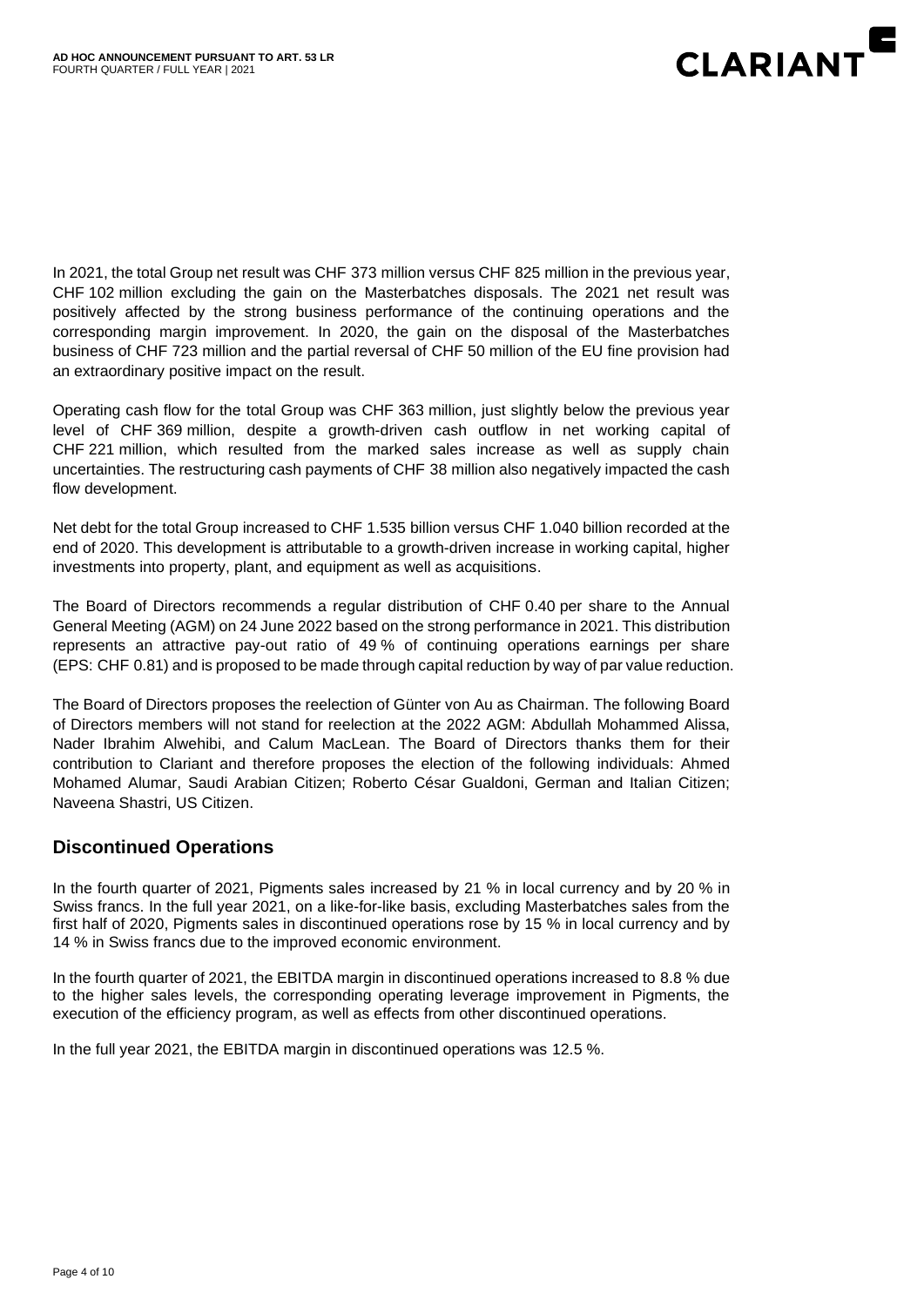In 2021, the total Group net result was CHF 373 million versus CHF 825 million in the previous year, CHF 102 million excluding the gain on the Masterbatches disposals. The 2021 net result was positively affected by the strong business performance of the continuing operations and the corresponding margin improvement. In 2020, the gain on the disposal of the Masterbatches business of CHF 723 million and the partial reversal of CHF 50 million of the EU fine provision had an extraordinary positive impact on the result.

Operating cash flow for the total Group was CHF 363 million, just slightly below the previous year level of CHF 369 million, despite a growth-driven cash outflow in net working capital of CHF 221 million, which resulted from the marked sales increase as well as supply chain uncertainties. The restructuring cash payments of CHF 38 million also negatively impacted the cash flow development.

Net debt for the total Group increased to CHF 1.535 billion versus CHF 1.040 billion recorded at the end of 2020. This development is attributable to a growth-driven increase in working capital, higher investments into property, plant, and equipment as well as acquisitions.

The Board of Directors recommends a regular distribution of CHF 0.40 per share to the Annual General Meeting (AGM) on 24 June 2022 based on the strong performance in 2021. This distribution represents an attractive pay-out ratio of 49 % of continuing operations earnings per share (EPS: CHF 0.81) and is proposed to be made through capital reduction by way of par value reduction.

The Board of Directors proposes the reelection of Günter von Au as Chairman. The following Board of Directors members will not stand for reelection at the 2022 AGM: Abdullah Mohammed Alissa, Nader Ibrahim Alwehibi, and Calum MacLean. The Board of Directors thanks them for their contribution to Clariant and therefore proposes the election of the following individuals: Ahmed Mohamed Alumar, Saudi Arabian Citizen; Roberto César Gualdoni, German and Italian Citizen; Naveena Shastri, US Citizen.

## Discontinued Operations

In the fourth quarter of 2021, Pigments sales increased by 21 % in local currency and by 20 % in Swiss francs. In the full year 2021, on a like-for-like basis, excluding Masterbatches sales from the first half of 2020, Pigments sales in discontinued operations rose by 15 % in local currency and by 14 % in Swiss francs due to the improved economic environment.

In the fourth quarter of 2021, the EBITDA margin in discontinued operations increased to 8.8 % due to the higher sales levels, the corresponding operating leverage improvement in Pigments, the execution of the efficiency program, as well as effects from other discontinued operations.

In the full year 2021, the EBITDA margin in discontinued operations was 12.5 %.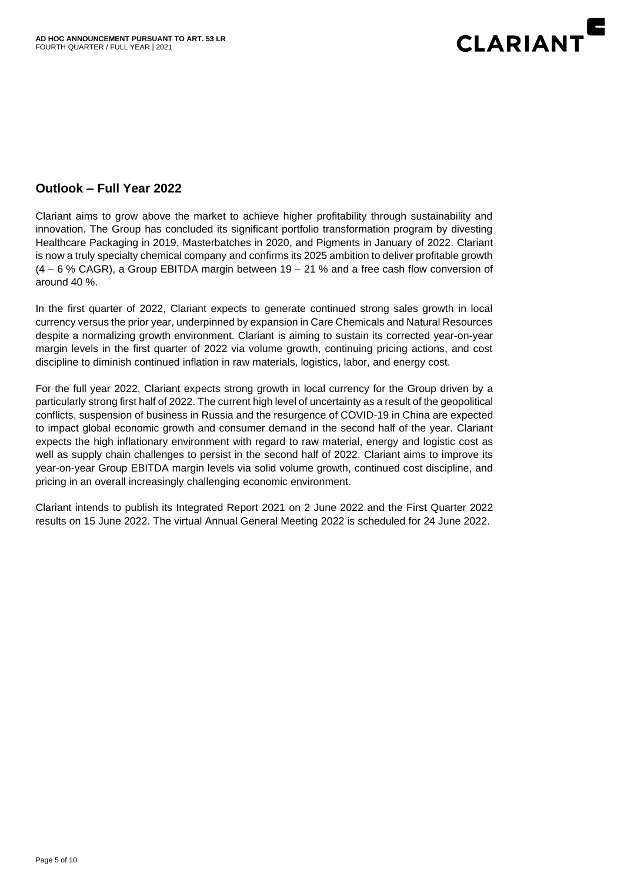## Outlook – Full Year 2022

Clariant aims to grow above the market to achieve higher profitability through sustainability and innovation. The Group has concluded its significant portfolio transformation program by divesting Healthcare Packaging in 2019, Masterbatches in 2020, and Pigments in January of 2022. Clariant is now a truly specialty chemical company and confirms its 2025 ambition to deliver profitable growth (4 – 6 % CAGR), a Group EBITDA margin between 19 – 21 % and a free cash flow conversion of around 40 %.

In the first quarter of 2022, Clariant expects to generate continued strong sales growth in local currency versus the prior year, underpinned by expansion in Care Chemicals and Natural Resources despite a normalizing growth environment. Clariant is aiming to sustain its corrected year-on-year margin levels in the first quarter of 2022 via volume growth, continuing pricing actions, and cost discipline to diminish continued inflation in raw materials, logistics, labor, and energy cost.

For the full year 2022, Clariant expects strong growth in local currency for the Group driven by a particularly strong first half of 2022. The current high level of uncertainty as a result of the geopolitical conflicts, suspension of business in Russia and the resurgence of COVID-19 in China are expected to impact global economic growth and consumer demand in the second half of the year. Clariant expects the high inflationary environment with regard to raw material, energy and logistic cost as well as supply chain challenges to persist in the second half of 2022. Clariant aims to improve its year-on-year Group EBITDA margin levels via solid volume growth, continued cost discipline, and pricing in an overall increasingly challenging economic environment.

Clariant intends to publish its Integrated Report 2021 on 2 June 2022 and the First Quarter 2022 results on 15 June 2022. The virtual Annual General Meeting 2022 is scheduled for 24 June 2022.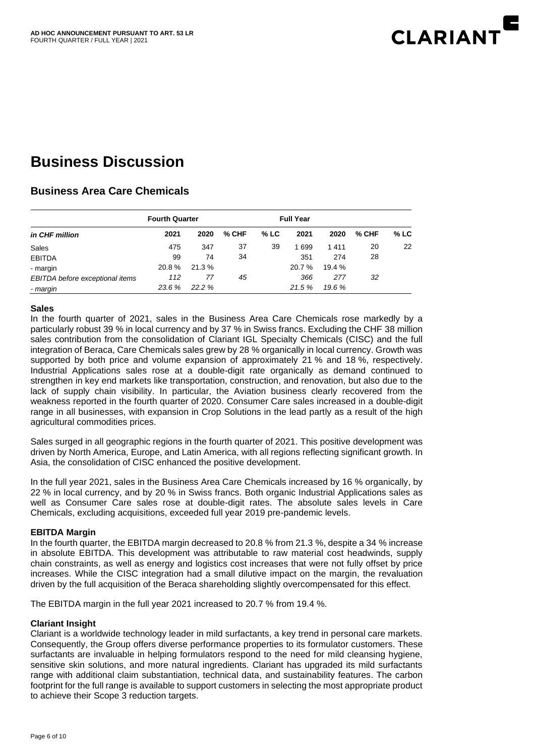# Business Discussion

## Business Area Care Chemicals

| | Fourth Quarter | | | | Full Year | | | |
|---|---|---|---|---|---|---|---|---|
| *in CHF million* | 2021 | 2020 | % CHF | % LC | 2021 | 2020 | % CHF | % LC |
| Sales | 475 | 347 | 37 | 39 | 1 699 | 1 411 | 20 | 22 |
| EBITDA | 99 | 74 | 34 | | 351 | 274 | 28 | |
| - margin | 20.8 % | 21.3 % | | | 20.7 % | 19.4 % | | |
| *EBITDA before exceptional items* | *112* | *77* | *45* | | *366* | *277* | *32* | |
| *- margin* | *23.6 %* | *22.2 %* | | | *21.5 %* | *19.6 %* | | |

**Sales**

In the fourth quarter of 2021, sales in the Business Area Care Chemicals rose markedly by a particularly robust 39 % in local currency and by 37 % in Swiss francs. Excluding the CHF 38 million sales contribution from the consolidation of Clariant IGL Specialty Chemicals (CISC) and the full integration of Beraca, Care Chemicals sales grew by 28 % organically in local currency. Growth was supported by both price and volume expansion of approximately 21 % and 18 %, respectively. Industrial Applications sales rose at a double-digit rate organically as demand continued to strengthen in key end markets like transportation, construction, and renovation, but also due to the lack of supply chain visibility. In particular, the Aviation business clearly recovered from the weakness reported in the fourth quarter of 2020. Consumer Care sales increased in a double-digit range in all businesses, with expansion in Crop Solutions in the lead partly as a result of the high agricultural commodities prices.

Sales surged in all geographic regions in the fourth quarter of 2021. This positive development was driven by North America, Europe, and Latin America, with all regions reflecting significant growth. In Asia, the consolidation of CISC enhanced the positive development.

In the full year 2021, sales in the Business Area Care Chemicals increased by 16 % organically, by 22 % in local currency, and by 20 % in Swiss francs. Both organic Industrial Applications sales as well as Consumer Care sales rose at double-digit rates. The absolute sales levels in Care Chemicals, excluding acquisitions, exceeded full year 2019 pre-pandemic levels.

**EBITDA Margin**

In the fourth quarter, the EBITDA margin decreased to 20.8 % from 21.3 %, despite a 34 % increase in absolute EBITDA. This development was attributable to raw material cost headwinds, supply chain constraints, as well as energy and logistics cost increases that were not fully offset by price increases. While the CISC integration had a small dilutive impact on the margin, the revaluation driven by the full acquisition of the Beraca shareholding slightly overcompensated for this effect.

The EBITDA margin in the full year 2021 increased to 20.7 % from 19.4 %.

**Clariant Insight**

Clariant is a worldwide technology leader in mild surfactants, a key trend in personal care markets. Consequently, the Group offers diverse performance properties to its formulator customers. These surfactants are invaluable in helping formulators respond to the need for mild cleansing hygiene, sensitive skin solutions, and more natural ingredients. Clariant has upgraded its mild surfactants range with additional claim substantiation, technical data, and sustainability features. The carbon footprint for the full range is available to support customers in selecting the most appropriate product to achieve their Scope 3 reduction targets.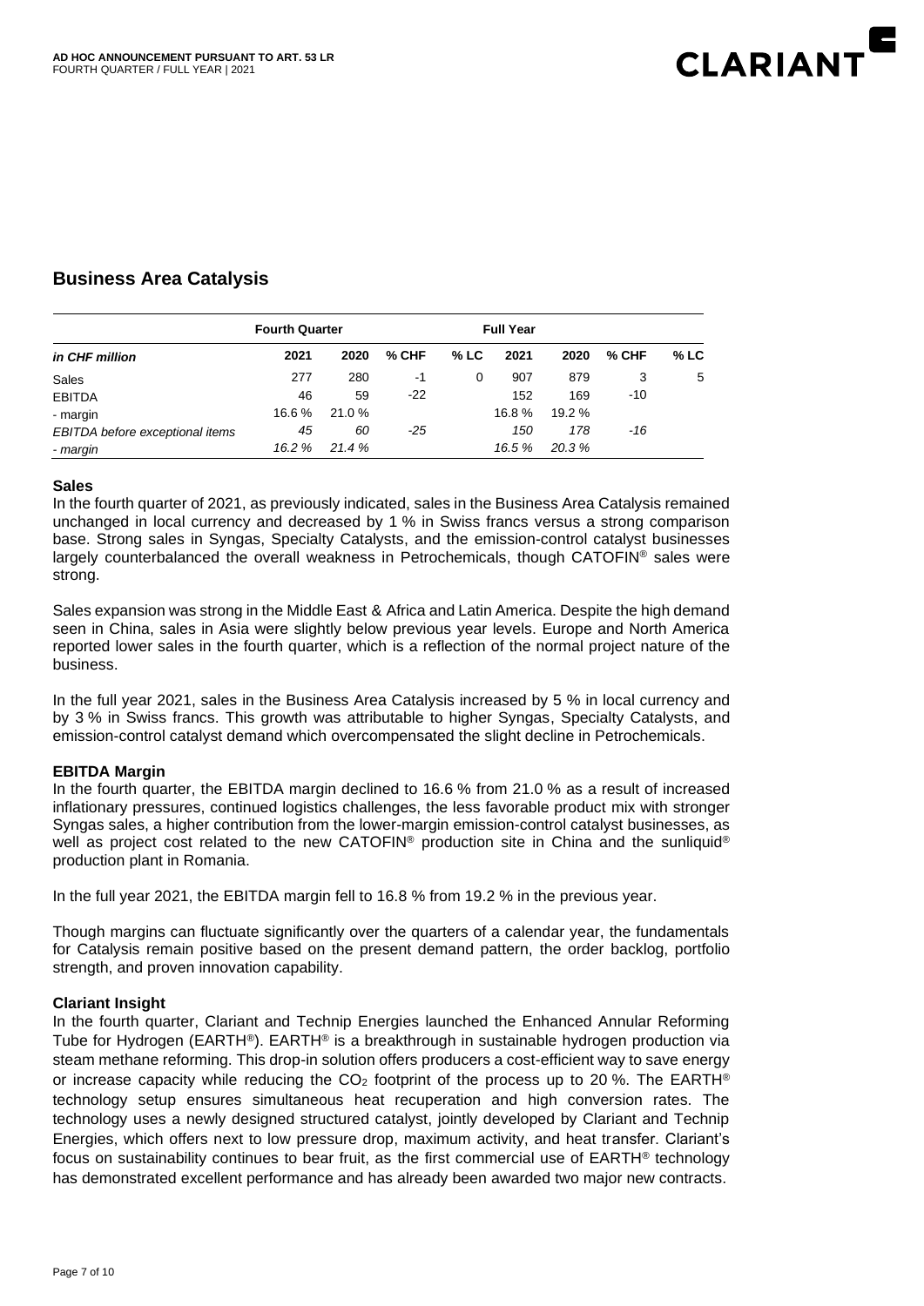## Business Area Catalysis

| | Fourth Quarter | | | | Full Year | | | |
|---|---|---|---|---|---|---|---|---|
| *in CHF million* | 2021 | 2020 | % CHF | % LC | 2021 | 2020 | % CHF | % LC |
| Sales | 277 | 280 | -1 | 0 | 907 | 879 | 3 | 5 |
| EBITDA | 46 | 59 | -22 | | 152 | 169 | -10 | |
| - margin | 16.6 % | 21.0 % | | | 16.8 % | 19.2 % | | |
| *EBITDA before exceptional items* | *45* | *60* | *-25* | | *150* | *178* | *-16* | |
| *- margin* | *16.2 %* | *21.4 %* | | | *16.5 %* | *20.3 %* | | |

**Sales**

In the fourth quarter of 2021, as previously indicated, sales in the Business Area Catalysis remained unchanged in local currency and decreased by 1 % in Swiss francs versus a strong comparison base. Strong sales in Syngas, Specialty Catalysts, and the emission-control catalyst businesses largely counterbalanced the overall weakness in Petrochemicals, though CATOFIN® sales were strong.

Sales expansion was strong in the Middle East & Africa and Latin America. Despite the high demand seen in China, sales in Asia were slightly below previous year levels. Europe and North America reported lower sales in the fourth quarter, which is a reflection of the normal project nature of the business.

In the full year 2021, sales in the Business Area Catalysis increased by 5 % in local currency and by 3 % in Swiss francs. This growth was attributable to higher Syngas, Specialty Catalysts, and emission-control catalyst demand which overcompensated the slight decline in Petrochemicals.

**EBITDA Margin**

In the fourth quarter, the EBITDA margin declined to 16.6 % from 21.0 % as a result of increased inflationary pressures, continued logistics challenges, the less favorable product mix with stronger Syngas sales, a higher contribution from the lower-margin emission-control catalyst businesses, as well as project cost related to the new CATOFIN® production site in China and the sunliquid® production plant in Romania.

In the full year 2021, the EBITDA margin fell to 16.8 % from 19.2 % in the previous year.

Though margins can fluctuate significantly over the quarters of a calendar year, the fundamentals for Catalysis remain positive based on the present demand pattern, the order backlog, portfolio strength, and proven innovation capability.

**Clariant Insight**

In the fourth quarter, Clariant and Technip Energies launched the Enhanced Annular Reforming Tube for Hydrogen (EARTH®). EARTH® is a breakthrough in sustainable hydrogen production via steam methane reforming. This drop-in solution offers producers a cost-efficient way to save energy or increase capacity while reducing the $CO_2$ footprint of the process up to 20 %. The EARTH® technology setup ensures simultaneous heat recuperation and high conversion rates. The technology uses a newly designed structured catalyst, jointly developed by Clariant and Technip Energies, which offers next to low pressure drop, maximum activity, and heat transfer. Clariant's focus on sustainability continues to bear fruit, as the first commercial use of EARTH® technology has demonstrated excellent performance and has already been awarded two major new contracts.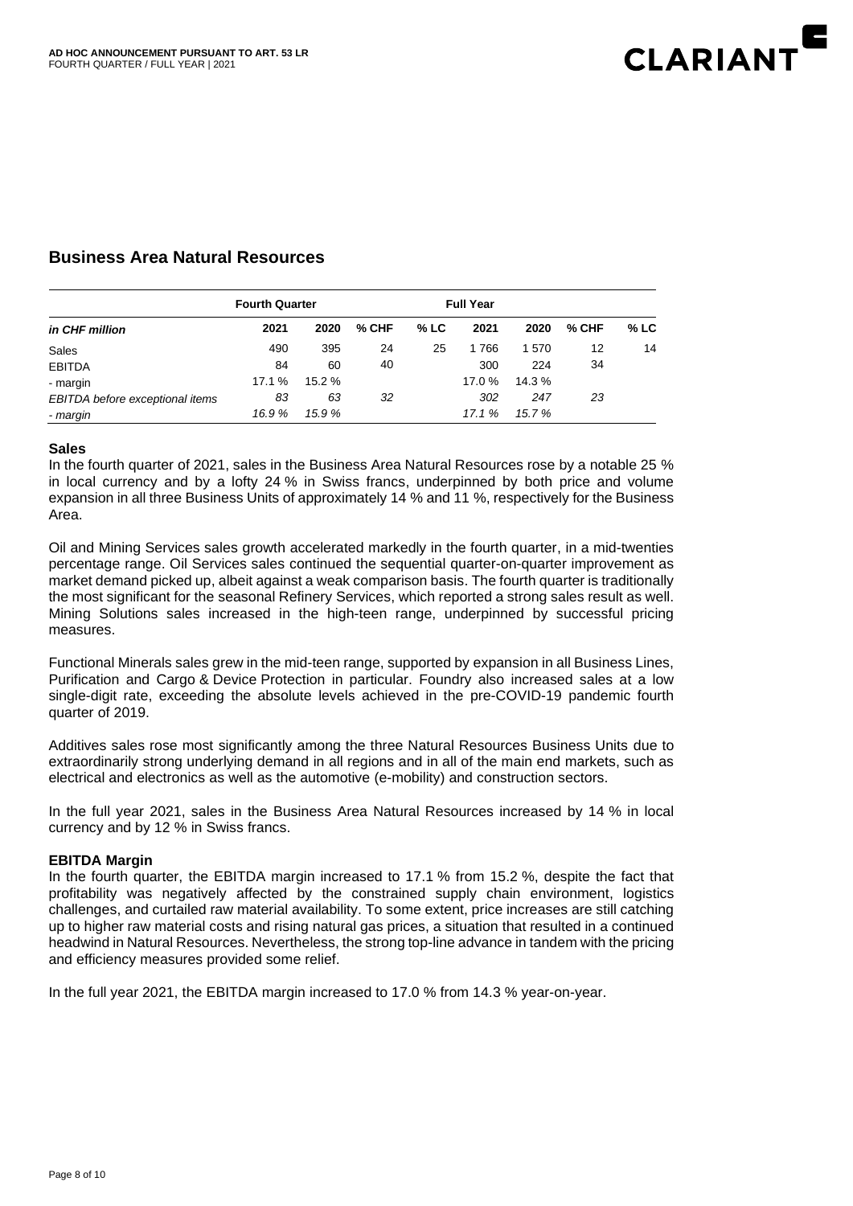## Business Area Natural Resources

| | Fourth Quarter | | | | Full Year | | | |
|---|---|---|---|---|---|---|---|---|
| *in CHF million* | **2021** | **2020** | **% CHF** | **% LC** | **2021** | **2020** | **% CHF** | **% LC** |
| Sales | 490 | 395 | 24 | 25 | 1 766 | 1 570 | 12 | 14 |
| EBITDA | 84 | 60 | 40 | | 300 | 224 | 34 | |
| - margin | 17.1 % | 15.2 % | | | 17.0 % | 14.3 % | | |
| *EBITDA before exceptional items* | *83* | *63* | *32* | | *302* | *247* | *23* | |
| *- margin* | *16.9 %* | *15.9 %* | | | *17.1 %* | *15.7 %* | | |

**Sales**

In the fourth quarter of 2021, sales in the Business Area Natural Resources rose by a notable 25 % in local currency and by a lofty 24 % in Swiss francs, underpinned by both price and volume expansion in all three Business Units of approximately 14 % and 11 %, respectively for the Business Area.

Oil and Mining Services sales growth accelerated markedly in the fourth quarter, in a mid-twenties percentage range. Oil Services sales continued the sequential quarter-on-quarter improvement as market demand picked up, albeit against a weak comparison basis. The fourth quarter is traditionally the most significant for the seasonal Refinery Services, which reported a strong sales result as well. Mining Solutions sales increased in the high-teen range, underpinned by successful pricing measures.

Functional Minerals sales grew in the mid-teen range, supported by expansion in all Business Lines, Purification and Cargo & Device Protection in particular. Foundry also increased sales at a low single-digit rate, exceeding the absolute levels achieved in the pre-COVID-19 pandemic fourth quarter of 2019.

Additives sales rose most significantly among the three Natural Resources Business Units due to extraordinarily strong underlying demand in all regions and in all of the main end markets, such as electrical and electronics as well as the automotive (e-mobility) and construction sectors.

In the full year 2021, sales in the Business Area Natural Resources increased by 14 % in local currency and by 12 % in Swiss francs.

**EBITDA Margin**

In the fourth quarter, the EBITDA margin increased to 17.1 % from 15.2 %, despite the fact that profitability was negatively affected by the constrained supply chain environment, logistics challenges, and curtailed raw material availability. To some extent, price increases are still catching up to higher raw material costs and rising natural gas prices, a situation that resulted in a continued headwind in Natural Resources. Nevertheless, the strong top-line advance in tandem with the pricing and efficiency measures provided some relief.

In the full year 2021, the EBITDA margin increased to 17.0 % from 14.3 % year-on-year.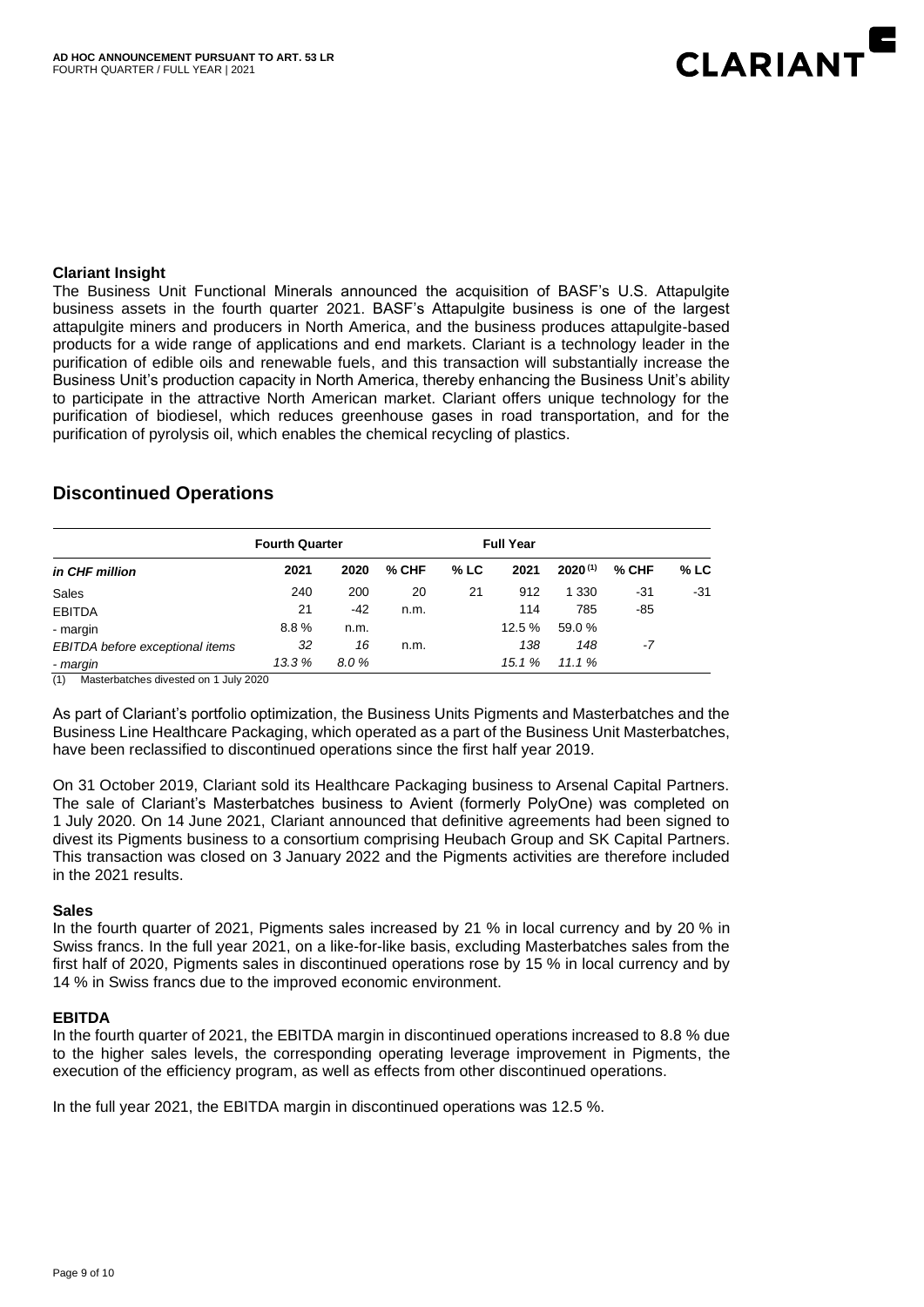**Clariant Insight**

The Business Unit Functional Minerals announced the acquisition of BASF's U.S. Attapulgite business assets in the fourth quarter 2021. BASF's Attapulgite business is one of the largest attapulgite miners and producers in North America, and the business produces attapulgite-based products for a wide range of applications and end markets. Clariant is a technology leader in the purification of edible oils and renewable fuels, and this transaction will substantially increase the Business Unit's production capacity in North America, thereby enhancing the Business Unit's ability to participate in the attractive North American market. Clariant offers unique technology for the purification of biodiesel, which reduces greenhouse gases in road transportation, and for the purification of pyrolysis oil, which enables the chemical recycling of plastics.

## Discontinued Operations

| | Fourth Quarter | | | | Full Year | | | |
|---|---|---|---|---|---|---|---|---|
| *in CHF million* | 2021 | 2020 | % CHF | % LC | 2021 | 2020 [1] | % CHF | % LC |
| Sales | 240 | 200 | 20 | 21 | 912 | 1 330 | -31 | -31 |
| EBITDA | 21 | -42 | n.m. | | 114 | 785 | -85 | |
| - margin | 8.8 % | n.m. | | | 12.5 % | 59.0 % | | |
| *EBITDA before exceptional items* | *32* | *16* | n.m. | | *138* | *148* | *-7* | |
| *- margin* | *13.3 %* | *8.0 %* | | | *15.1 %* | *11.1 %* | | |

(1) Masterbatches divested on 1 July 2020

As part of Clariant's portfolio optimization, the Business Units Pigments and Masterbatches and the Business Line Healthcare Packaging, which operated as a part of the Business Unit Masterbatches, have been reclassified to discontinued operations since the first half year 2019.

On 31 October 2019, Clariant sold its Healthcare Packaging business to Arsenal Capital Partners. The sale of Clariant's Masterbatches business to Avient (formerly PolyOne) was completed on 1 July 2020. On 14 June 2021, Clariant announced that definitive agreements had been signed to divest its Pigments business to a consortium comprising Heubach Group and SK Capital Partners. This transaction was closed on 3 January 2022 and the Pigments activities are therefore included in the 2021 results.

**Sales**

In the fourth quarter of 2021, Pigments sales increased by 21 % in local currency and by 20 % in Swiss francs. In the full year 2021, on a like-for-like basis, excluding Masterbatches sales from the first half of 2020, Pigments sales in discontinued operations rose by 15 % in local currency and by 14 % in Swiss francs due to the improved economic environment.

**EBITDA**

In the fourth quarter of 2021, the EBITDA margin in discontinued operations increased to 8.8 % due to the higher sales levels, the corresponding operating leverage improvement in Pigments, the execution of the efficiency program, as well as effects from other discontinued operations.

In the full year 2021, the EBITDA margin in discontinued operations was 12.5 %.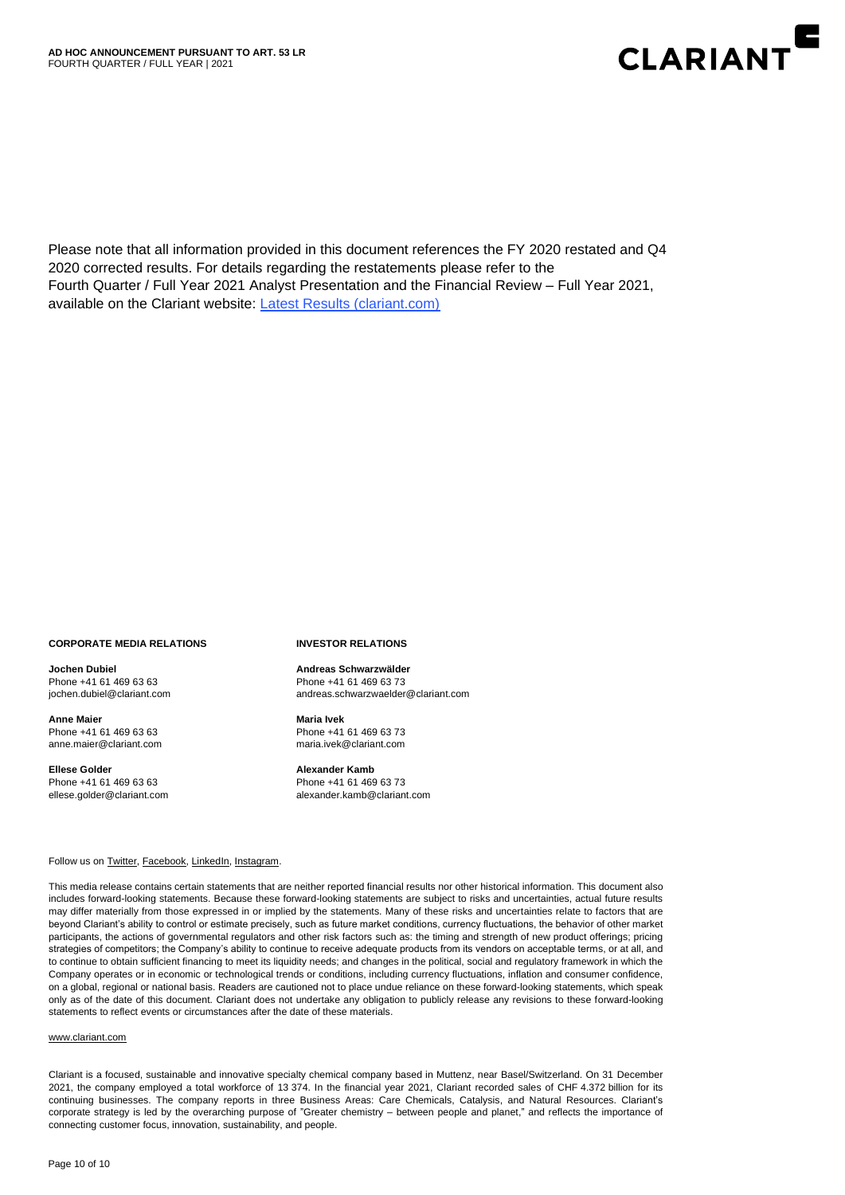Please note that all information provided in this document references the FY 2020 restated and Q4 2020 corrected results. For details regarding the restatements please refer to the Fourth Quarter / Full Year 2021 Analyst Presentation and the Financial Review – Full Year 2021, available on the Clariant website: [Latest Results (clariant.com)](Latest Results (clariant.com))

**CORPORATE MEDIA RELATIONS**

**Jochen Dubiel**
Phone +41 61 469 63 63
jochen.dubiel@clariant.com

**Anne Maier**
Phone +41 61 469 63 63
anne.maier@clariant.com

**Ellese Golder**
Phone +41 61 469 63 63
ellese.golder@clariant.com

**INVESTOR RELATIONS**

**Andreas Schwarzwälder**
Phone +41 61 469 63 73
andreas.schwarzwaelder@clariant.com

**Maria Ivek**
Phone +41 61 469 63 73
maria.ivek@clariant.com

**Alexander Kamb**
Phone +41 61 469 63 73
alexander.kamb@clariant.com

Follow us on Twitter, Facebook, LinkedIn, Instagram.

This media release contains certain statements that are neither reported financial results nor other historical information. This document also includes forward-looking statements. Because these forward-looking statements are subject to risks and uncertainties, actual future results may differ materially from those expressed in or implied by the statements. Many of these risks and uncertainties relate to factors that are beyond Clariant's ability to control or estimate precisely, such as future market conditions, currency fluctuations, the behavior of other market participants, the actions of governmental regulators and other risk factors such as: the timing and strength of new product offerings; pricing strategies of competitors; the Company's ability to continue to receive adequate products from its vendors on acceptable terms, or at all, and to continue to obtain sufficient financing to meet its liquidity needs; and changes in the political, social and regulatory framework in which the Company operates or in economic or technological trends or conditions, including currency fluctuations, inflation and consumer confidence, on a global, regional or national basis. Readers are cautioned not to place undue reliance on these forward-looking statements, which speak only as of the date of this document. Clariant does not undertake any obligation to publicly release any revisions to these forward-looking statements to reflect events or circumstances after the date of these materials.

www.clariant.com

Clariant is a focused, sustainable and innovative specialty chemical company based in Muttenz, near Basel/Switzerland. On 31 December 2021, the company employed a total workforce of 13 374. In the financial year 2021, Clariant recorded sales of CHF 4.372 billion for its continuing businesses. The company reports in three Business Areas: Care Chemicals, Catalysis, and Natural Resources. Clariant's corporate strategy is led by the overarching purpose of "Greater chemistry – between people and planet," and reflects the importance of connecting customer focus, innovation, sustainability, and people.